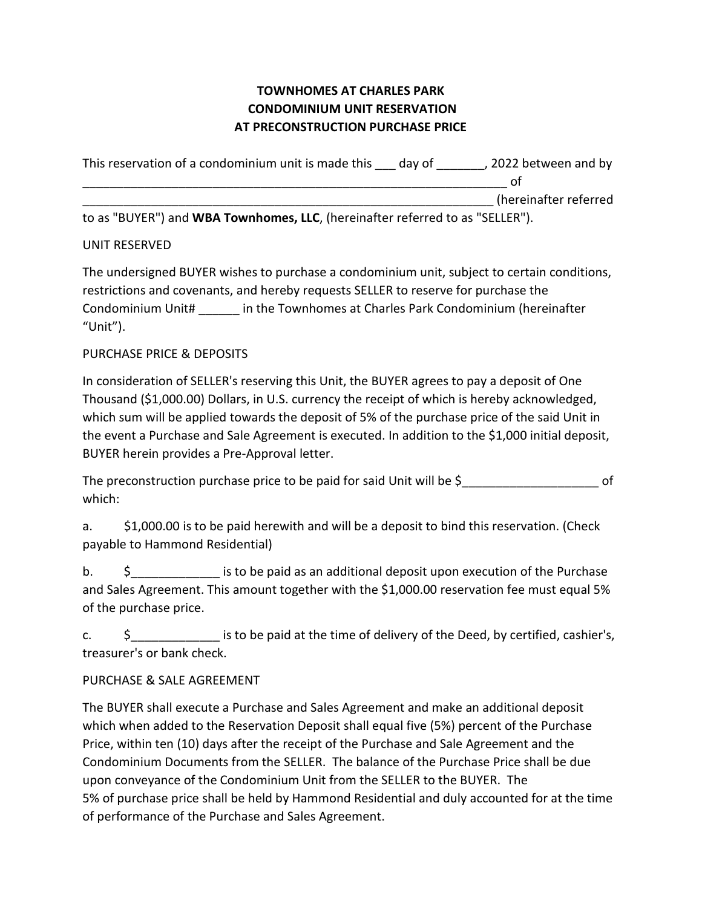# TOWNHOMES AT CHARLES PARK
# CONDOMINIUM UNIT RESERVATION
# AT PRECONSTRUCTION PURCHASE PRICE

This reservation of a condominium unit is made this ___ day of _______, 2022 between and by _______________________________________________________________ of _______________________________________________________________ (hereinafter referred to as "BUYER") and **WBA Townhomes, LLC**, (hereinafter referred to as "SELLER").

UNIT RESERVED

The undersigned BUYER wishes to purchase a condominium unit, subject to certain conditions, restrictions and covenants, and hereby requests SELLER to reserve for purchase the Condominium Unit# ______ in the Townhomes at Charles Park Condominium (hereinafter "Unit").

PURCHASE PRICE & DEPOSITS

In consideration of SELLER's reserving this Unit, the BUYER agrees to pay a deposit of One Thousand ($1,000.00) Dollars, in U.S. currency the receipt of which is hereby acknowledged, which sum will be applied towards the deposit of 5% of the purchase price of the said Unit in the event a Purchase and Sale Agreement is executed. In addition to the $1,000 initial deposit, BUYER herein provides a Pre-Approval letter.

The preconstruction purchase price to be paid for said Unit will be $____________________ of which:

a. $1,000.00 is to be paid herewith and will be a deposit to bind this reservation. (Check payable to Hammond Residential)

b. $_____________ is to be paid as an additional deposit upon execution of the Purchase and Sales Agreement. This amount together with the $1,000.00 reservation fee must equal 5% of the purchase price.

c. $_____________ is to be paid at the time of delivery of the Deed, by certified, cashier's, treasurer's or bank check.

PURCHASE & SALE AGREEMENT

The BUYER shall execute a Purchase and Sales Agreement and make an additional deposit which when added to the Reservation Deposit shall equal five (5%) percent of the Purchase Price, within ten (10) days after the receipt of the Purchase and Sale Agreement and the Condominium Documents from the SELLER. The balance of the Purchase Price shall be due upon conveyance of the Condominium Unit from the SELLER to the BUYER. The 5% of purchase price shall be held by Hammond Residential and duly accounted for at the time of performance of the Purchase and Sales Agreement.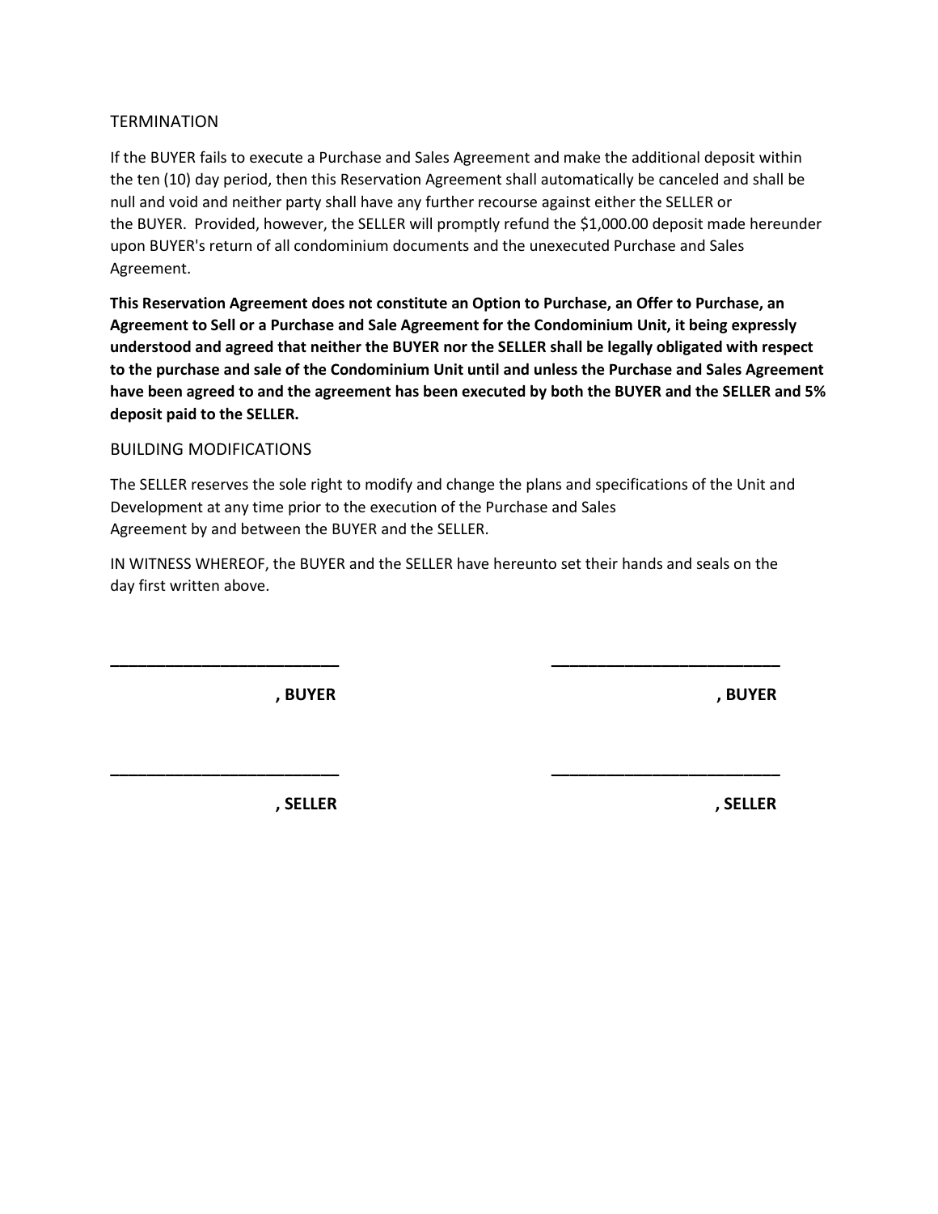## TERMINATION

If the BUYER fails to execute a Purchase and Sales Agreement and make the additional deposit within the ten (10) day period, then this Reservation Agreement shall automatically be canceled and shall be null and void and neither party shall have any further recourse against either the SELLER or the BUYER. Provided, however, the SELLER will promptly refund the $1,000.00 deposit made hereunder upon BUYER's return of all condominium documents and the unexecuted Purchase and Sales Agreement.

**This Reservation Agreement does not constitute an Option to Purchase, an Offer to Purchase, an Agreement to Sell or a Purchase and Sale Agreement for the Condominium Unit, it being expressly understood and agreed that neither the BUYER nor the SELLER shall be legally obligated with respect to the purchase and sale of the Condominium Unit until and unless the Purchase and Sales Agreement have been agreed to and the agreement has been executed by both the BUYER and the SELLER and 5% deposit paid to the SELLER.**

## BUILDING MODIFICATIONS

The SELLER reserves the sole right to modify and change the plans and specifications of the Unit and Development at any time prior to the execution of the Purchase and Sales Agreement by and between the BUYER and the SELLER.

IN WITNESS WHEREOF, the BUYER and the SELLER have hereunto set their hands and seals on the day first written above.

\_\_\_\_\_\_\_\_\_\_\_\_\_\_\_\_\_\_\_\_\_\_\_\_\_\_

**, BUYER**

\_\_\_\_\_\_\_\_\_\_\_\_\_\_\_\_\_\_\_\_\_\_\_\_\_\_

**, BUYER**

\_\_\_\_\_\_\_\_\_\_\_\_\_\_\_\_\_\_\_\_\_\_\_\_\_\_

**, SELLER**

\_\_\_\_\_\_\_\_\_\_\_\_\_\_\_\_\_\_\_\_\_\_\_\_\_\_

**, SELLER**